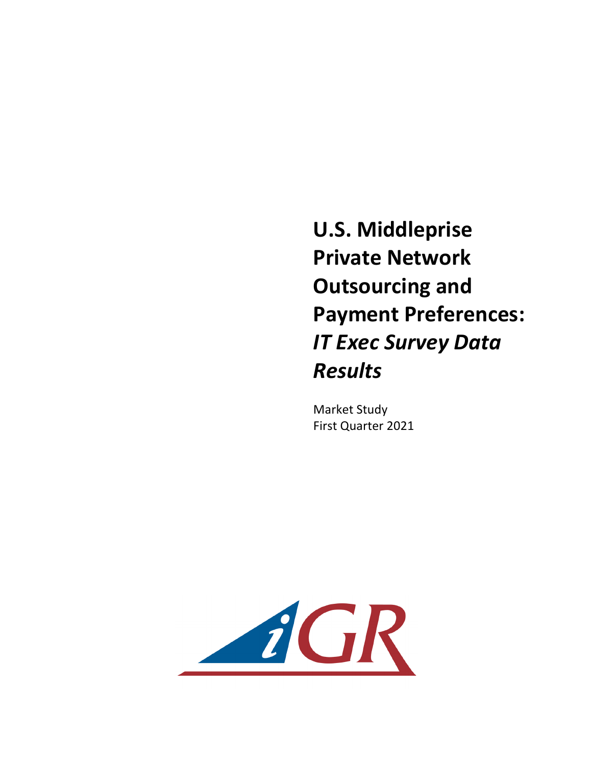# U.S. Middleprise Private Network Outsourcing and Payment Preferences: *IT Exec Survey Data Results*

Market Study
First Quarter 2021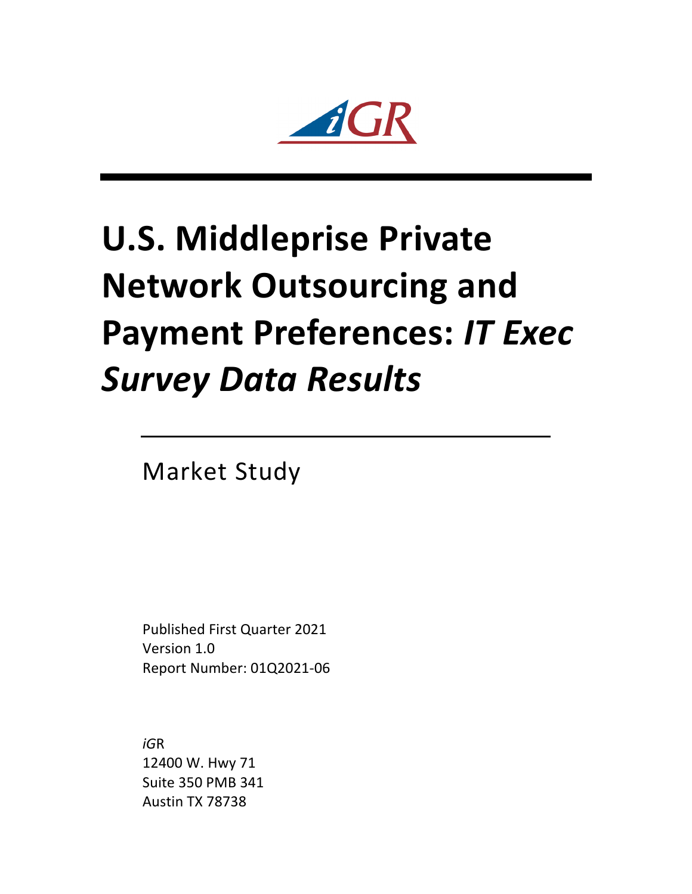# U.S. Middleprise Private Network Outsourcing and Payment Preferences: *IT Exec Survey Data Results*

Market Study

Published First Quarter 2021
Version 1.0
Report Number: 01Q2021-06

*iG*R
12400 W. Hwy 71
Suite 350 PMB 341
Austin TX 78738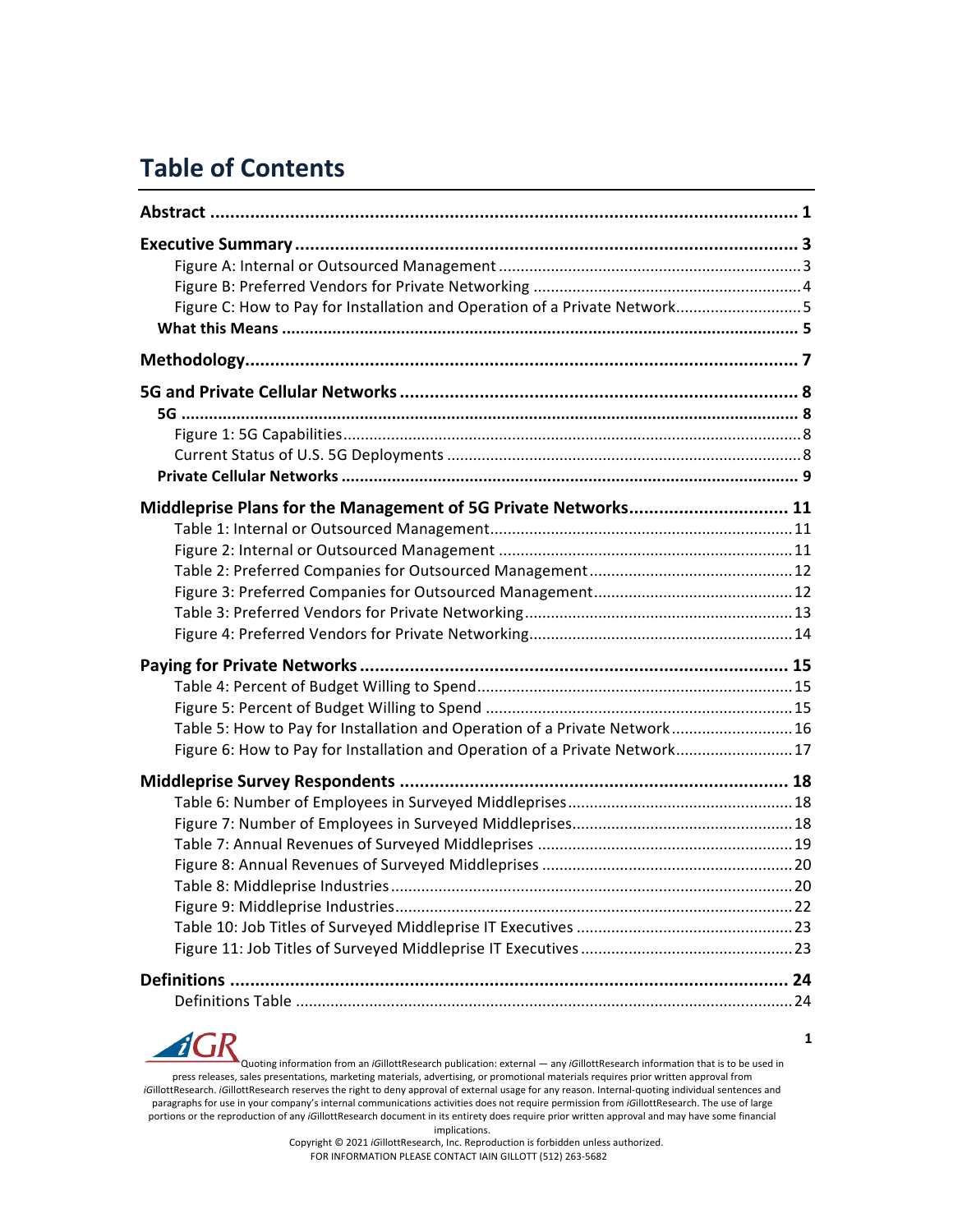# Table of Contents

**Abstract** ........................................................................................................ **1**

**Executive Summary** .................................................................................... **3**

- Figure A: Internal or Outsourced Management ........................................................ 3
- Figure B: Preferred Vendors for Private Networking ................................................ 4
- Figure C: How to Pay for Installation and Operation of a Private Network................ 5

**What this Means** ........................................................................................... **5**

**Methodology**.................................................................................................. **7**

**5G and Private Cellular Networks** ............................................................... **8**

**5G** .................................................................................................................. **8**

- Figure 1: 5G Capabilities.......................................................................................... 8
- Current Status of U.S. 5G Deployments ................................................................... 8

**Private Cellular Networks** .............................................................................. **9**

**Middleprise Plans for the Management of 5G Private Networks**................ **11**

- Table 1: Internal or Outsourced Management........................................................ 11
- Figure 2: Internal or Outsourced Management ...................................................... 11
- Table 2: Preferred Companies for Outsourced Management................................. 12
- Figure 3: Preferred Companies for Outsourced Management................................ 12
- Table 3: Preferred Vendors for Private Networking................................................ 13
- Figure 4: Preferred Vendors for Private Networking............................................... 14

**Paying for Private Networks** ........................................................................ **15**

- Table 4: Percent of Budget Willing to Spend........................................................... 15
- Figure 5: Percent of Budget Willing to Spend ......................................................... 15
- Table 5: How to Pay for Installation and Operation of a Private Network.............. 16
- Figure 6: How to Pay for Installation and Operation of a Private Network............. 17

**Middleprise Survey Respondents** ................................................................ **18**

- Table 6: Number of Employees in Surveyed Middleprises...................................... 18
- Figure 7: Number of Employees in Surveyed Middleprises..................................... 18
- Table 7: Annual Revenues of Surveyed Middleprises ............................................ 19
- Figure 8: Annual Revenues of Surveyed Middleprises ........................................... 20
- Table 8: Middleprise Industries............................................................................... 20
- Figure 9: Middleprise Industries.............................................................................. 22
- Table 10: Job Titles of Surveyed Middleprise IT Executives .................................. 23
- Figure 11: Job Titles of Surveyed Middleprise IT Executives ................................. 23

**Definitions** ..................................................................................................... **24**

- Definitions Table ..................................................................................................... 24

Quoting information from an *i*GillottResearch publication: external — any *i*GillottResearch information that is to be used in press releases, sales presentations, marketing materials, advertising, or promotional materials requires prior written approval from *i*GillottResearch. *i*GillottResearch reserves the right to deny approval of external usage for any reason. Internal-quoting individual sentences and paragraphs for use in your company's internal communications activities does not require permission from *i*GillottResearch. The use of large portions or the reproduction of any *i*GillottResearch document in its entirety does require prior written approval and may have some financial implications.

Copyright © 2021 *i*GillottResearch, Inc. Reproduction is forbidden unless authorized.

FOR INFORMATION PLEASE CONTACT IAIN GILLOTT (512) 263-5682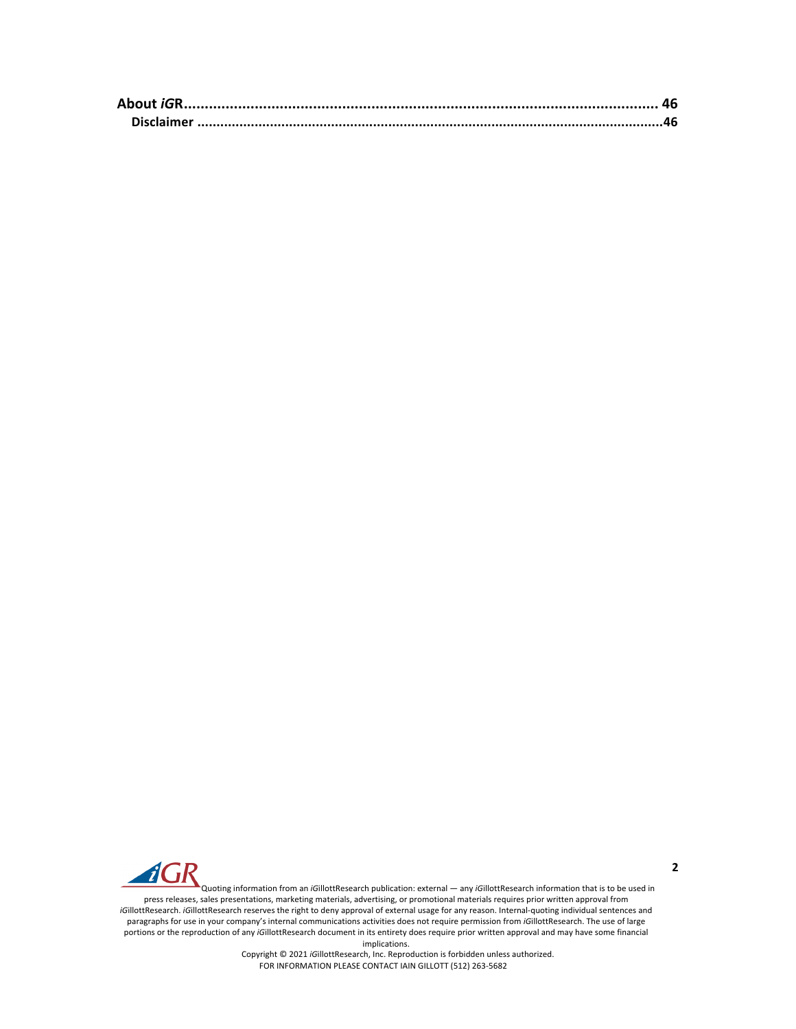**About *iG*R................................................................................................................ 46**

**Disclaimer ......................................................................................................................46**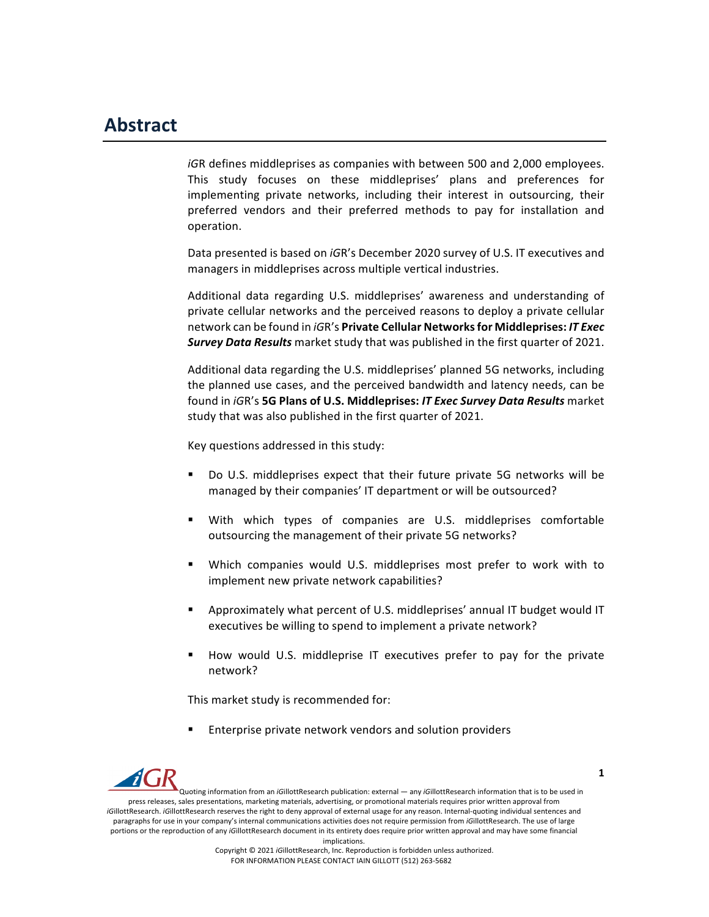# Abstract

*i*GR defines middleprises as companies with between 500 and 2,000 employees. This study focuses on these middleprises' plans and preferences for implementing private networks, including their interest in outsourcing, their preferred vendors and their preferred methods to pay for installation and operation.

Data presented is based on *i*GR's December 2020 survey of U.S. IT executives and managers in middleprises across multiple vertical industries.

Additional data regarding U.S. middleprises' awareness and understanding of private cellular networks and the perceived reasons to deploy a private cellular network can be found in *i*GR's **Private Cellular Networks for Middleprises: *IT Exec Survey Data Results*** market study that was published in the first quarter of 2021.

Additional data regarding the U.S. middleprises' planned 5G networks, including the planned use cases, and the perceived bandwidth and latency needs, can be found in *i*GR's **5G Plans of U.S. Middleprises: *IT Exec Survey Data Results*** market study that was also published in the first quarter of 2021.

Key questions addressed in this study:

- Do U.S. middleprises expect that their future private 5G networks will be managed by their companies' IT department or will be outsourced?
- With which types of companies are U.S. middleprises comfortable outsourcing the management of their private 5G networks?
- Which companies would U.S. middleprises most prefer to work with to implement new private network capabilities?
- Approximately what percent of U.S. middleprises' annual IT budget would IT executives be willing to spend to implement a private network?
- How would U.S. middleprise IT executives prefer to pay for the private network?

This market study is recommended for:

- Enterprise private network vendors and solution providers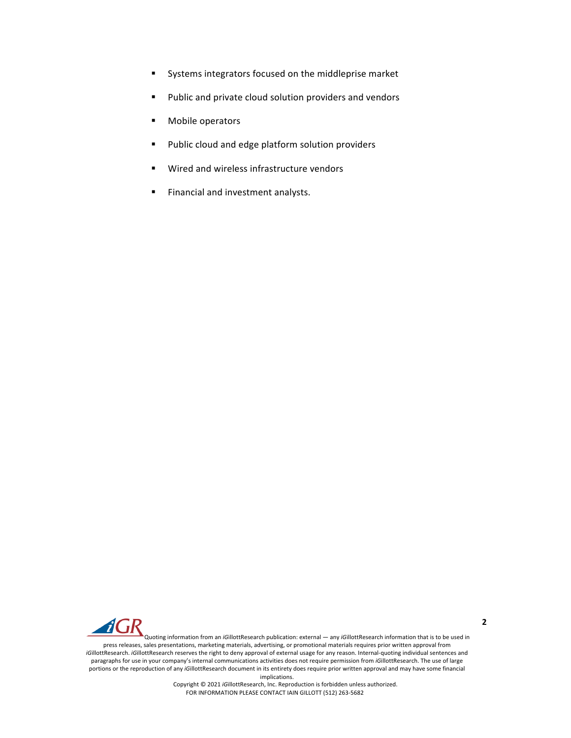- Systems integrators focused on the middleprise market
- Public and private cloud solution providers and vendors
- Mobile operators
- Public cloud and edge platform solution providers
- Wired and wireless infrastructure vendors
- Financial and investment analysts.